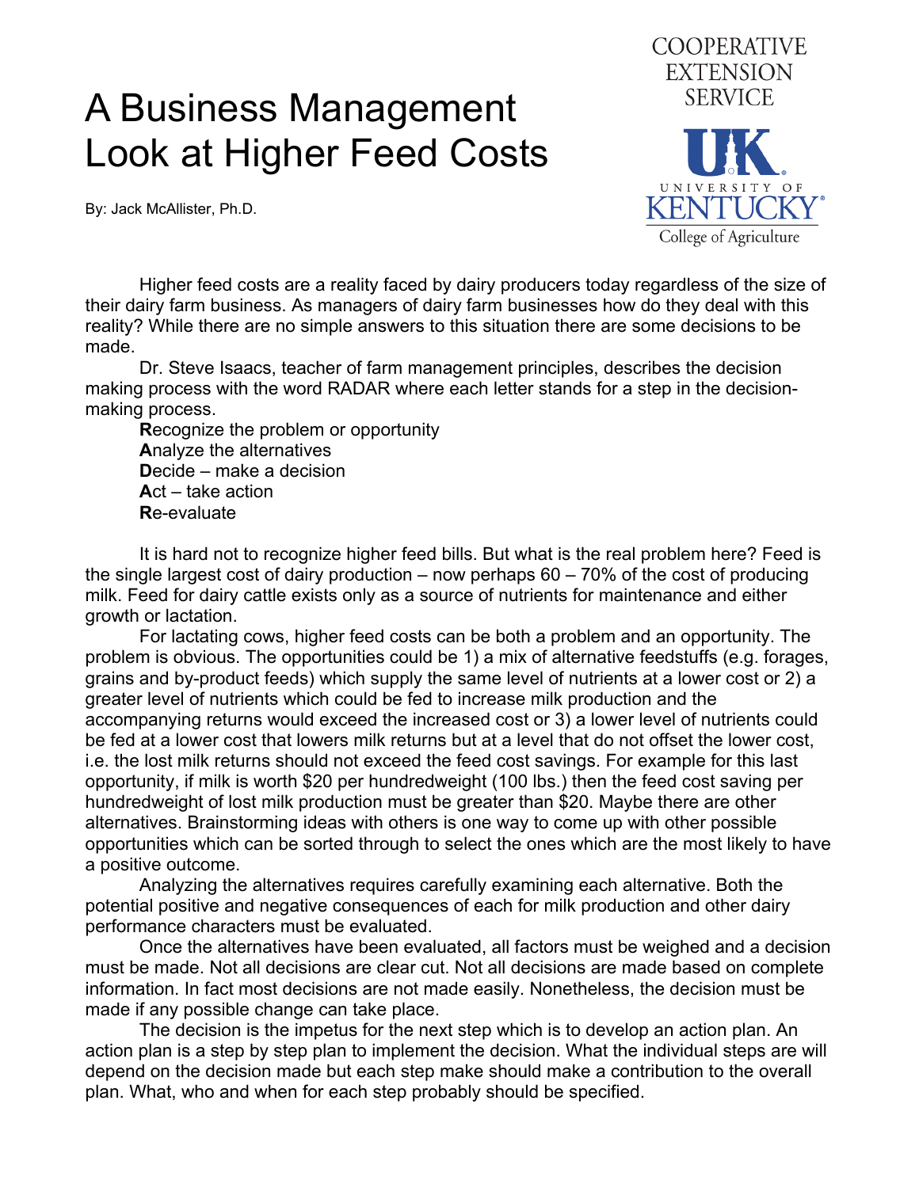# A Business Management Look at Higher Feed Costs

COOPERATIVE EXTENSION SERVICE

UNIVERSITY OF KENTUCKY
College of Agriculture

By: Jack McAllister, Ph.D.

Higher feed costs are a reality faced by dairy producers today regardless of the size of their dairy farm business. As managers of dairy farm businesses how do they deal with this reality? While there are no simple answers to this situation there are some decisions to be made.

Dr. Steve Isaacs, teacher of farm management principles, describes the decision making process with the word RADAR where each letter stands for a step in the decision-making process.

**R**ecognize the problem or opportunity
**A**nalyze the alternatives
**D**ecide – make a decision
**A**ct – take action
**R**e-evaluate

It is hard not to recognize higher feed bills. But what is the real problem here? Feed is the single largest cost of dairy production – now perhaps 60 – 70% of the cost of producing milk. Feed for dairy cattle exists only as a source of nutrients for maintenance and either growth or lactation.

For lactating cows, higher feed costs can be both a problem and an opportunity. The problem is obvious. The opportunities could be 1) a mix of alternative feedstuffs (e.g. forages, grains and by-product feeds) which supply the same level of nutrients at a lower cost or 2) a greater level of nutrients which could be fed to increase milk production and the accompanying returns would exceed the increased cost or 3) a lower level of nutrients could be fed at a lower cost that lowers milk returns but at a level that do not offset the lower cost, i.e. the lost milk returns should not exceed the feed cost savings. For example for this last opportunity, if milk is worth $20 per hundredweight (100 lbs.) then the feed cost saving per hundredweight of lost milk production must be greater than $20. Maybe there are other alternatives. Brainstorming ideas with others is one way to come up with other possible opportunities which can be sorted through to select the ones which are the most likely to have a positive outcome.

Analyzing the alternatives requires carefully examining each alternative. Both the potential positive and negative consequences of each for milk production and other dairy performance characters must be evaluated.

Once the alternatives have been evaluated, all factors must be weighed and a decision must be made. Not all decisions are clear cut. Not all decisions are made based on complete information. In fact most decisions are not made easily. Nonetheless, the decision must be made if any possible change can take place.

The decision is the impetus for the next step which is to develop an action plan. An action plan is a step by step plan to implement the decision. What the individual steps are will depend on the decision made but each step make should make a contribution to the overall plan. What, who and when for each step probably should be specified.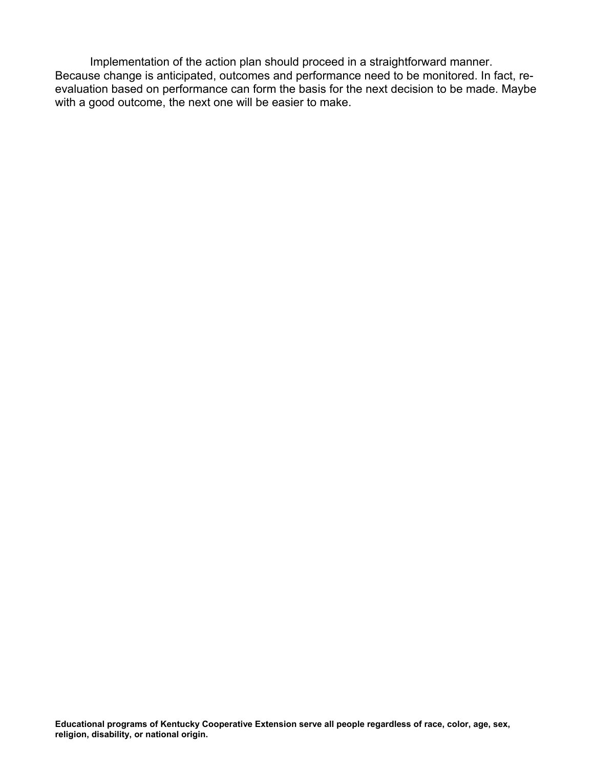Implementation of the action plan should proceed in a straightforward manner. Because change is anticipated, outcomes and performance need to be monitored. In fact, re-evaluation based on performance can form the basis for the next decision to be made. Maybe with a good outcome, the next one will be easier to make.

**Educational programs of Kentucky Cooperative Extension serve all people regardless of race, color, age, sex, religion, disability, or national origin.**